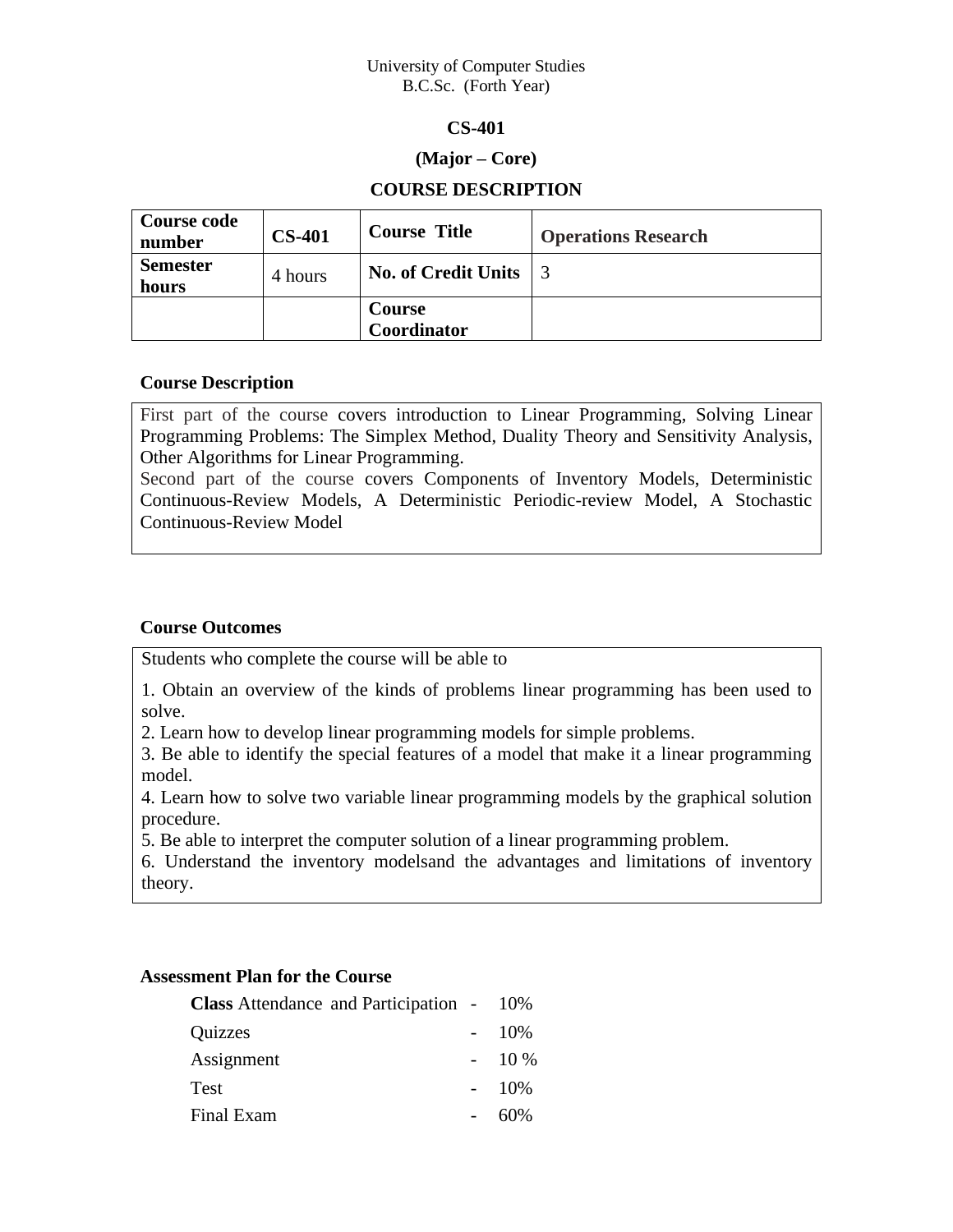University of Computer Studies
B.C.Sc. (Forth Year)

**CS-401**

**(Major – Core)**

**COURSE DESCRIPTION**

| **Course code number** | **CS-401** | **Course Title** | **Operations Research** |
|---|---|---|---|
| **Semester hours** | 4 hours | **No. of Credit Units** | 3 |
| | | **Course Coordinator** | |

**Course Description**

First part of the course covers introduction to Linear Programming, Solving Linear Programming Problems: The Simplex Method, Duality Theory and Sensitivity Analysis, Other Algorithms for Linear Programming.
Second part of the course covers Components of Inventory Models, Deterministic Continuous-Review Models, A Deterministic Periodic-review Model, A Stochastic Continuous-Review Model

**Course Outcomes**

Students who complete the course will be able to

1. Obtain an overview of the kinds of problems linear programming has been used to solve.
2. Learn how to develop linear programming models for simple problems.
3. Be able to identify the special features of a model that make it a linear programming model.
4. Learn how to solve two variable linear programming models by the graphical solution procedure.
5. Be able to interpret the computer solution of a linear programming problem.
6. Understand the inventory modelsand the advantages and limitations of inventory theory.

**Assessment Plan for the Course**

| | | |
|---|---|---|
| **Class** Attendance and Participation | - | 10% |
| Quizzes | - | 10% |
| Assignment | - | 10 % |
| Test | - | 10% |
| Final Exam | - | 60% |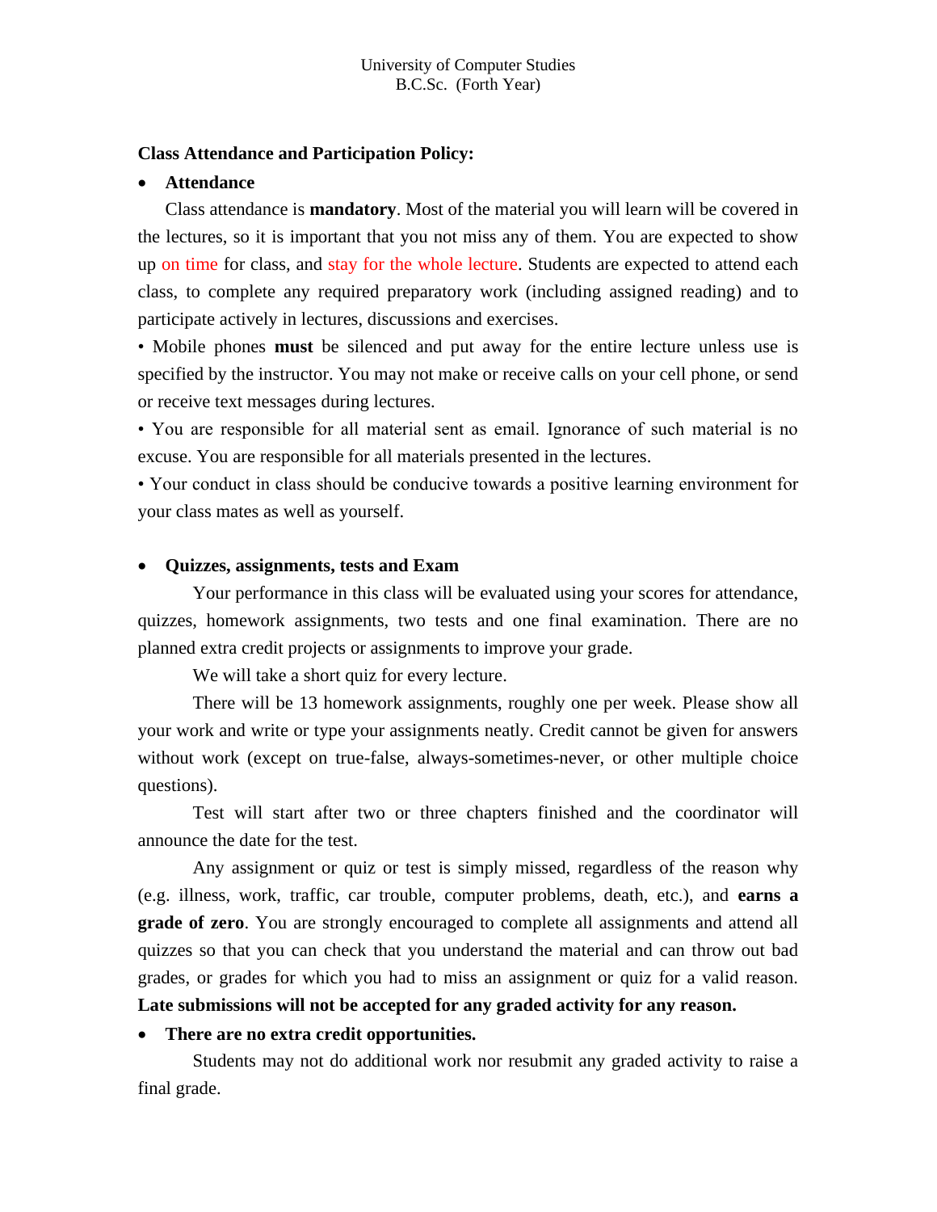University of Computer Studies
B.C.Sc. (Forth Year)

**Class Attendance and Participation Policy:**

- **Attendance**

Class attendance is **mandatory**. Most of the material you will learn will be covered in the lectures, so it is important that you not miss any of them. You are expected to show up on time for class, and stay for the whole lecture. Students are expected to attend each class, to complete any required preparatory work (including assigned reading) and to participate actively in lectures, discussions and exercises.

• Mobile phones **must** be silenced and put away for the entire lecture unless use is specified by the instructor. You may not make or receive calls on your cell phone, or send or receive text messages during lectures.

• You are responsible for all material sent as email. Ignorance of such material is no excuse. You are responsible for all materials presented in the lectures.

• Your conduct in class should be conducive towards a positive learning environment for your class mates as well as yourself.

- **Quizzes, assignments, tests and Exam**

Your performance in this class will be evaluated using your scores for attendance, quizzes, homework assignments, two tests and one final examination. There are no planned extra credit projects or assignments to improve your grade.

We will take a short quiz for every lecture.

There will be 13 homework assignments, roughly one per week. Please show all your work and write or type your assignments neatly. Credit cannot be given for answers without work (except on true-false, always-sometimes-never, or other multiple choice questions).

Test will start after two or three chapters finished and the coordinator will announce the date for the test.

Any assignment or quiz or test is simply missed, regardless of the reason why (e.g. illness, work, traffic, car trouble, computer problems, death, etc.), and **earns a grade of zero**. You are strongly encouraged to complete all assignments and attend all quizzes so that you can check that you understand the material and can throw out bad grades, or grades for which you had to miss an assignment or quiz for a valid reason. **Late submissions will not be accepted for any graded activity for any reason.**

- **There are no extra credit opportunities.**

Students may not do additional work nor resubmit any graded activity to raise a final grade.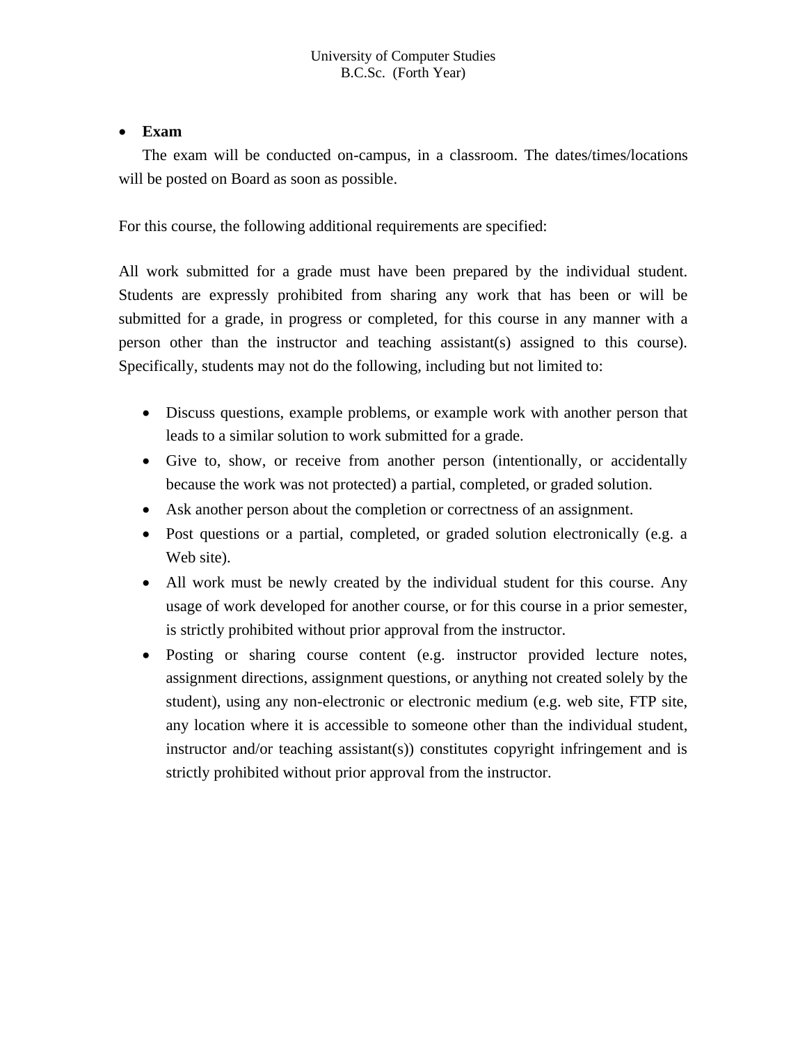- **Exam**

  The exam will be conducted on-campus, in a classroom. The dates/times/locations will be posted on Board as soon as possible.

For this course, the following additional requirements are specified:

All work submitted for a grade must have been prepared by the individual student. Students are expressly prohibited from sharing any work that has been or will be submitted for a grade, in progress or completed, for this course in any manner with a person other than the instructor and teaching assistant(s) assigned to this course). Specifically, students may not do the following, including but not limited to:

- Discuss questions, example problems, or example work with another person that leads to a similar solution to work submitted for a grade.
- Give to, show, or receive from another person (intentionally, or accidentally because the work was not protected) a partial, completed, or graded solution.
- Ask another person about the completion or correctness of an assignment.
- Post questions or a partial, completed, or graded solution electronically (e.g. a Web site).
- All work must be newly created by the individual student for this course. Any usage of work developed for another course, or for this course in a prior semester, is strictly prohibited without prior approval from the instructor.
- Posting or sharing course content (e.g. instructor provided lecture notes, assignment directions, assignment questions, or anything not created solely by the student), using any non-electronic or electronic medium (e.g. web site, FTP site, any location where it is accessible to someone other than the individual student, instructor and/or teaching assistant(s)) constitutes copyright infringement and is strictly prohibited without prior approval from the instructor.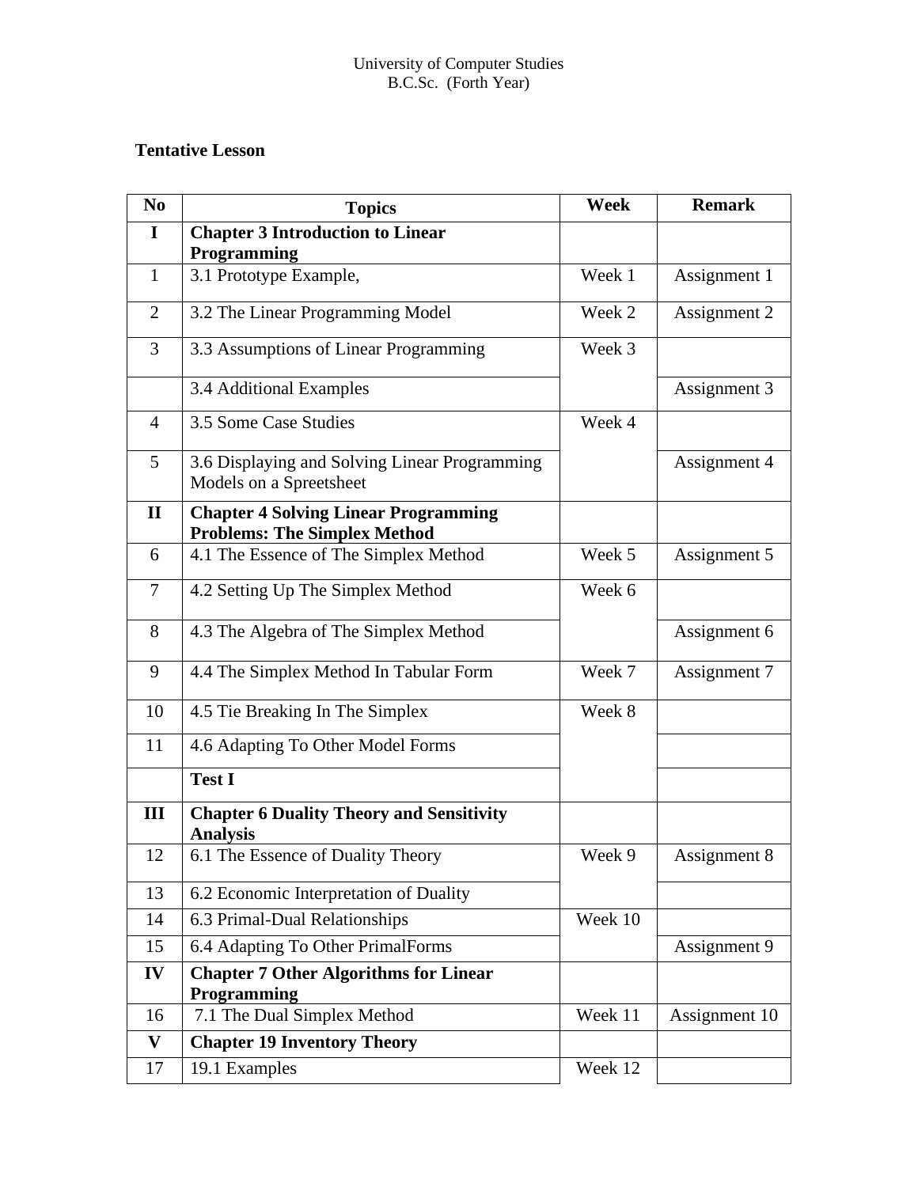University of Computer Studies
B.C.Sc. (Forth Year)

**Tentative Lesson**

| No | Topics | Week | Remark |
|---|---|---|---|
| **I** | **Chapter 3 Introduction to Linear Programming** | | |
| 1 | 3.1 Prototype Example, | Week 1 | Assignment 1 |
| 2 | 3.2 The Linear Programming Model | Week 2 | Assignment 2 |
| 3 | 3.3 Assumptions of Linear Programming | Week 3 | |
| | 3.4 Additional Examples | | Assignment 3 |
| 4 | 3.5 Some Case Studies | Week 4 | |
| 5 | 3.6 Displaying and Solving Linear Programming Models on a Spreetsheet | | Assignment 4 |
| **II** | **Chapter 4 Solving Linear Programming Problems: The Simplex Method** | | |
| 6 | 4.1 The Essence of The Simplex Method | Week 5 | Assignment 5 |
| 7 | 4.2 Setting Up The Simplex Method | Week 6 | |
| 8 | 4.3 The Algebra of The Simplex Method | | Assignment 6 |
| 9 | 4.4 The Simplex Method In Tabular Form | Week 7 | Assignment 7 |
| 10 | 4.5 Tie Breaking In The Simplex | Week 8 | |
| 11 | 4.6 Adapting To Other Model Forms | | |
| | **Test I** | | |
| **III** | **Chapter 6 Duality Theory and Sensitivity Analysis** | | |
| 12 | 6.1 The Essence of Duality Theory | Week 9 | Assignment 8 |
| 13 | 6.2 Economic Interpretation of Duality | | |
| 14 | 6.3 Primal-Dual Relationships | Week 10 | |
| 15 | 6.4 Adapting To Other PrimalForms | | Assignment 9 |
| **IV** | **Chapter 7 Other Algorithms for Linear Programming** | | |
| 16 | 7.1 The Dual Simplex Method | Week 11 | Assignment 10 |
| **V** | **Chapter 19 Inventory Theory** | | |
| 17 | 19.1 Examples | Week 12 | |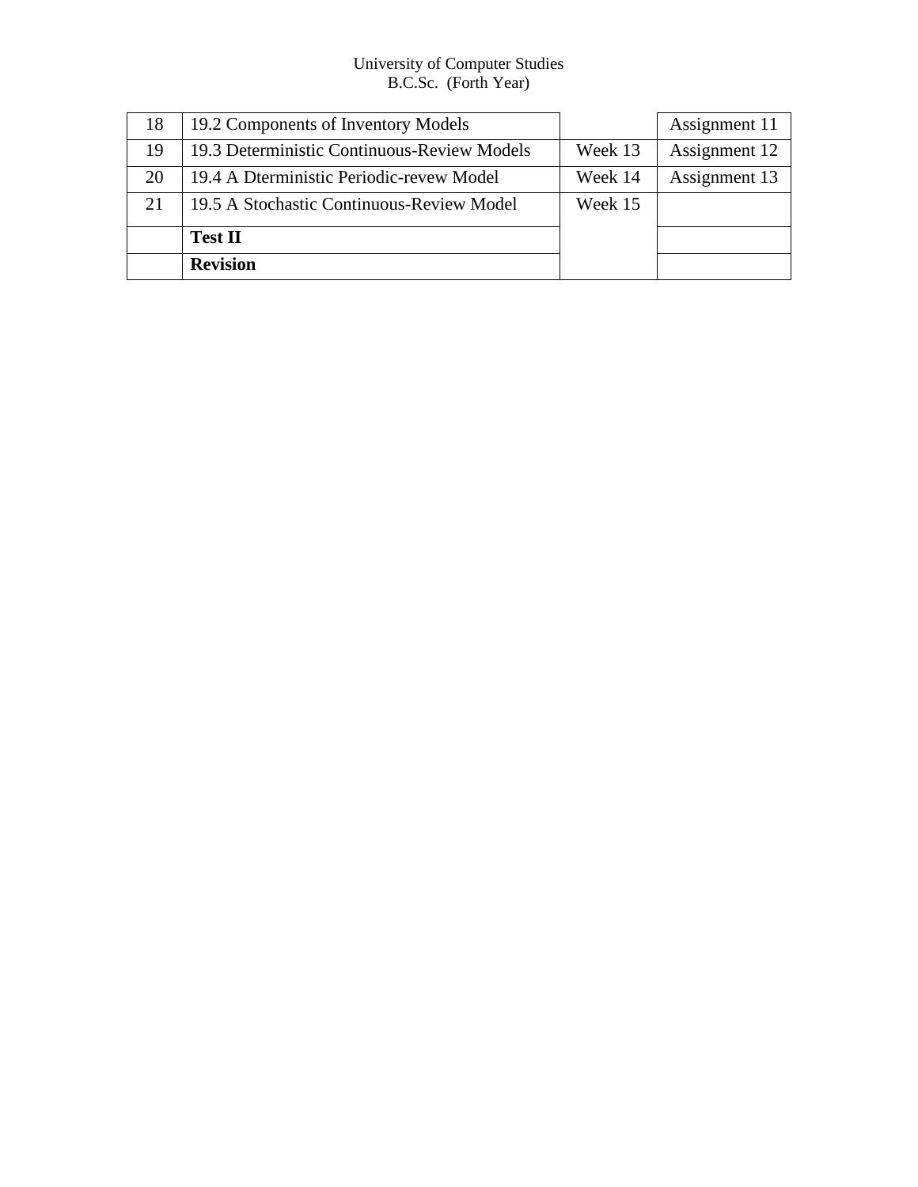| | | | |
|---|---|---|---|
| 18 | 19.2 Components of Inventory Models | | Assignment 11 |
| 19 | 19.3 Deterministic Continuous-Review Models | Week 13 | Assignment 12 |
| 20 | 19.4 A Dterministic Periodic-revew Model | Week 14 | Assignment 13 |
| 21 | 19.5 A Stochastic Continuous-Review Model | Week 15 | |
| | **Test II** | | |
| | **Revision** | | |